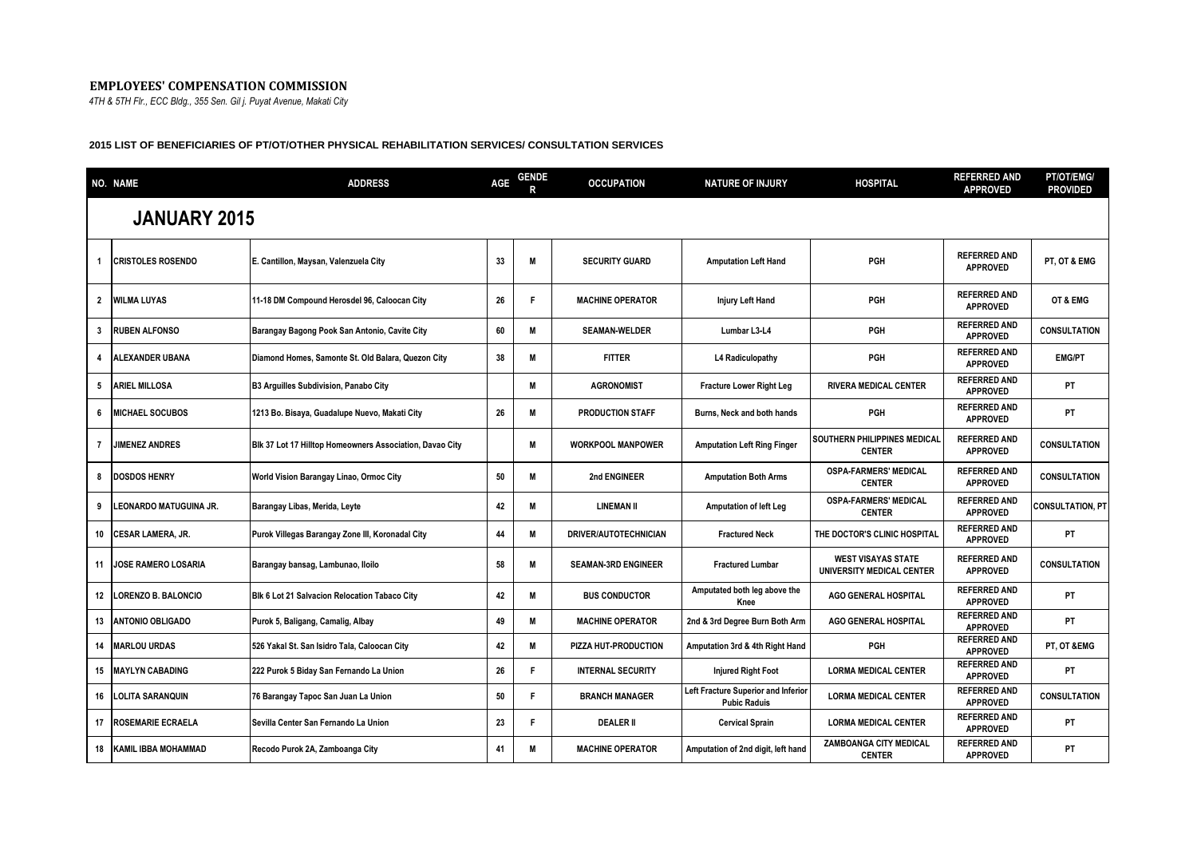**EMPLOYEES' COMPENSATION COMMISSION**

*4TH & 5TH Flr., ECC Bldg., 355 Sen. Gil j. Puyat Avenue, Makati City*

**2015 LIST OF BENEFICIARIES OF PT/OT/OTHER PHYSICAL REHABILITATION SERVICES/ CONSULTATION SERVICES**

| NO. | NAME | ADDRESS | AGE | GENDER | OCCUPATION | NATURE OF INJURY | HOSPITAL | REFERRED AND APPROVED | PT/OT/EMG/ PROVIDED |
|---|---|---|---|---|---|---|---|---|---|
| **JANUARY 2015** | | | | | | | | | |
| 1 | CRISTOLES ROSENDO | E. Cantillon, Maysan, Valenzuela City | 33 | M | SECURITY GUARD | Amputation Left Hand | PGH | REFERRED AND APPROVED | PT, OT & EMG |
| 2 | WILMA LUYAS | 11-18 DM Compound Herosdel 96, Caloocan City | 26 | F | MACHINE OPERATOR | Injury Left Hand | PGH | REFERRED AND APPROVED | OT & EMG |
| 3 | RUBEN ALFONSO | Barangay Bagong Pook San Antonio, Cavite City | 60 | M | SEAMAN-WELDER | Lumbar L3-L4 | PGH | REFERRED AND APPROVED | CONSULTATION |
| 4 | ALEXANDER UBANA | Diamond Homes, Samonte St. Old Balara, Quezon City | 38 | M | FITTER | L4 Radiculopathy | PGH | REFERRED AND APPROVED | EMG/PT |
| 5 | ARIEL MILLOSA | B3 Arguilles Subdivision, Panabo City | | M | AGRONOMIST | Fracture Lower Right Leg | RIVERA MEDICAL CENTER | REFERRED AND APPROVED | PT |
| 6 | MICHAEL SOCUBOS | 1213 Bo. Bisaya, Guadalupe Nuevo, Makati City | 26 | M | PRODUCTION STAFF | Burns, Neck and both hands | PGH | REFERRED AND APPROVED | PT |
| 7 | JIMENEZ ANDRES | Blk 37 Lot 17 Hilltop Homeowners Association, Davao City | | M | WORKPOOL MANPOWER | Amputation Left Ring Finger | SOUTHERN PHILIPPINES MEDICAL CENTER | REFERRED AND APPROVED | CONSULTATION |
| 8 | DOSDOS HENRY | World Vision Barangay Linao, Ormoc City | 50 | M | 2nd ENGINEER | Amputation Both Arms | OSPA-FARMERS' MEDICAL CENTER | REFERRED AND APPROVED | CONSULTATION |
| 9 | LEONARDO MATUGUINA JR. | Barangay Libas, Merida, Leyte | 42 | M | LINEMAN II | Amputation of left Leg | OSPA-FARMERS' MEDICAL CENTER | REFERRED AND APPROVED | CONSULTATION, PT |
| 10 | CESAR LAMERA, JR. | Purok Villegas Barangay Zone III, Koronadal City | 44 | M | DRIVER/AUTOTECHNICIAN | Fractured Neck | THE DOCTOR'S CLINIC HOSPITAL | REFERRED AND APPROVED | PT |
| 11 | JOSE RAMERO LOSARIA | Barangay bansag, Lambunao, Iloilo | 58 | M | SEAMAN-3RD ENGINEER | Fractured Lumbar | WEST VISAYAS STATE UNIVERSITY MEDICAL CENTER | REFERRED AND APPROVED | CONSULTATION |
| 12 | LORENZO B. BALONCIO | Blk 6 Lot 21 Salvacion Relocation Tabaco City | 42 | M | BUS CONDUCTOR | Amputated both leg above the Knee | AGO GENERAL HOSPITAL | REFERRED AND APPROVED | PT |
| 13 | ANTONIO OBLIGADO | Purok 5, Baligang, Camalig, Albay | 49 | M | MACHINE OPERATOR | 2nd & 3rd Degree Burn Both Arm | AGO GENERAL HOSPITAL | REFERRED AND APPROVED | PT |
| 14 | MARLOU URDAS | 526 Yakal St. San Isidro Tala, Caloocan City | 42 | M | PIZZA HUT-PRODUCTION | Amputation 3rd & 4th Right Hand | PGH | REFERRED AND APPROVED | PT, OT &EMG |
| 15 | MAYLYN CABADING | 222 Purok 5 Biday San Fernando La Union | 26 | F | INTERNAL SECURITY | Injured Right Foot | LORMA MEDICAL CENTER | REFERRED AND APPROVED | PT |
| 16 | LOLITA SARANQUIN | 76 Barangay Tapoc San Juan La Union | 50 | F | BRANCH MANAGER | Left Fracture Superior and Inferior Pubic Raduis | LORMA MEDICAL CENTER | REFERRED AND APPROVED | CONSULTATION |
| 17 | ROSEMARIE ECRAELA | Sevilla Center San Fernando La Union | 23 | F | DEALER II | Cervical Sprain | LORMA MEDICAL CENTER | REFERRED AND APPROVED | PT |
| 18 | KAMIL IBBA MOHAMMAD | Recodo Purok 2A, Zamboanga City | 41 | M | MACHINE OPERATOR | Amputation of 2nd digit, left hand | ZAMBOANGA CITY MEDICAL CENTER | REFERRED AND APPROVED | PT |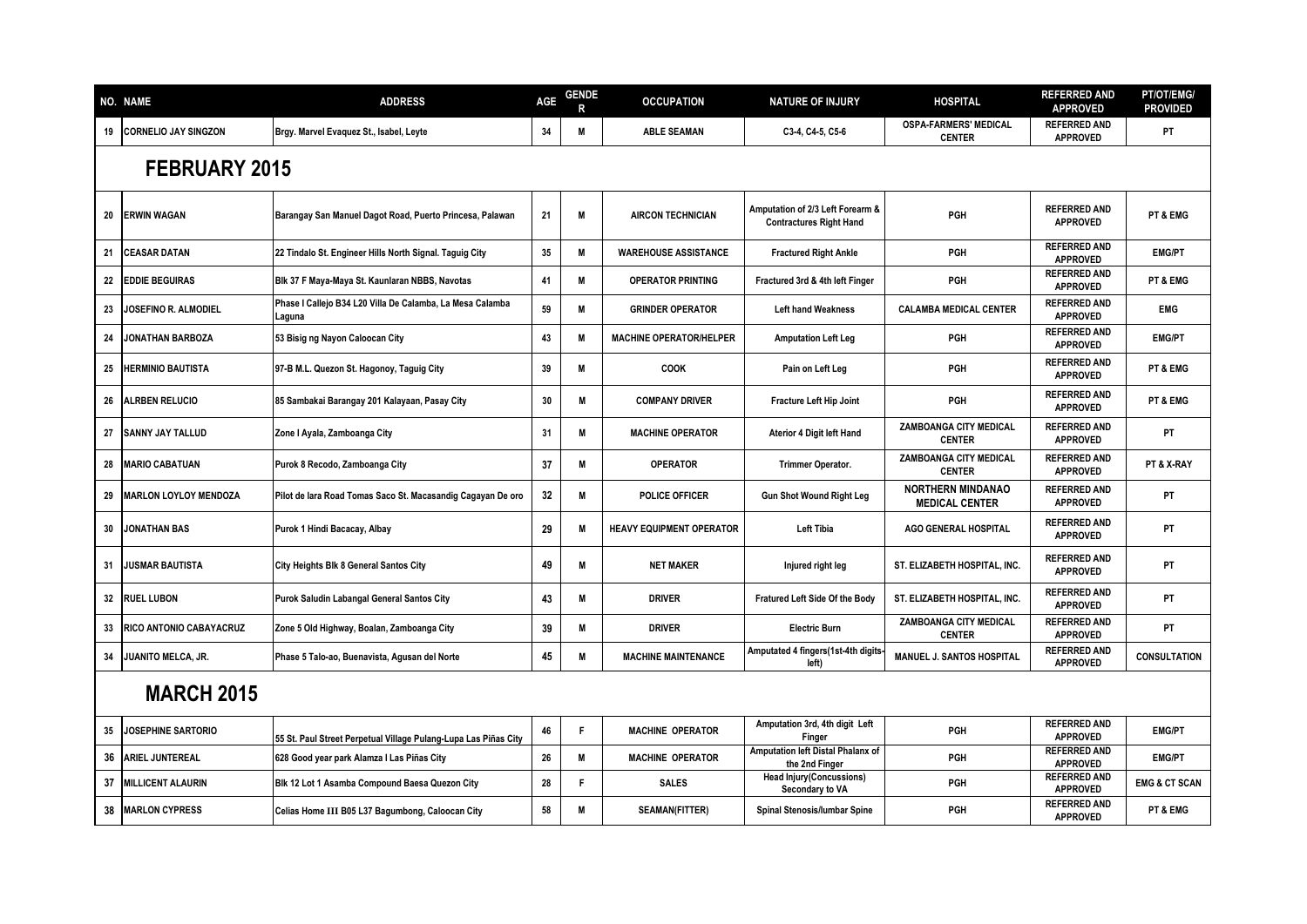| NO. | NAME | ADDRESS | AGE | GENDER | OCCUPATION | NATURE OF INJURY | HOSPITAL | REFERRED AND APPROVED | PT/OT/EMG/ PROVIDED |
|---|---|---|---|---|---|---|---|---|---|
| 19 | CORNELIO JAY SINGZON | Brgy. Marvel Evaquez St., Isabel, Leyte | 34 | M | ABLE SEAMAN | C3-4, C4-5, C5-6 | OSPA-FARMERS' MEDICAL CENTER | REFERRED AND APPROVED | PT |

## FEBRUARY 2015

| NO. | NAME | ADDRESS | AGE | GENDER | OCCUPATION | NATURE OF INJURY | HOSPITAL | REFERRED AND APPROVED | PT/OT/EMG/ PROVIDED |
|---|---|---|---|---|---|---|---|---|---|
| 20 | ERWIN WAGAN | Barangay San Manuel Dagot Road, Puerto Princesa, Palawan | 21 | M | AIRCON TECHNICIAN | Amputation of 2/3 Left Forearm & Contractures Right Hand | PGH | REFERRED AND APPROVED | PT & EMG |
| 21 | CEASAR DATAN | 22 Tindalo St. Engineer Hills North Signal. Taguig City | 35 | M | WAREHOUSE ASSISTANCE | Fractured Right Ankle | PGH | REFERRED AND APPROVED | EMG/PT |
| 22 | EDDIE BEGUIRAS | Blk 37 F Maya-Maya St. Kaunlaran NBBS, Navotas | 41 | M | OPERATOR PRINTING | Fractured 3rd & 4th left Finger | PGH | REFERRED AND APPROVED | PT & EMG |
| 23 | JOSEFINO R. ALMODIEL | Phase I Callejo B34 L20 Villa De Calamba, La Mesa Calamba Laguna | 59 | M | GRINDER OPERATOR | Left hand Weakness | CALAMBA MEDICAL CENTER | REFERRED AND APPROVED | EMG |
| 24 | JONATHAN BARBOZA | 53 Bisig ng Nayon Caloocan City | 43 | M | MACHINE OPERATOR/HELPER | Amputation Left Leg | PGH | REFERRED AND APPROVED | EMG/PT |
| 25 | HERMINIO BAUTISTA | 97-B M.L. Quezon St. Hagonoy, Taguig City | 39 | M | COOK | Pain on Left Leg | PGH | REFERRED AND APPROVED | PT & EMG |
| 26 | ALRBEN RELUCIO | 85 Sambakai Barangay 201 Kalayaan, Pasay City | 30 | M | COMPANY DRIVER | Fracture Left Hip Joint | PGH | REFERRED AND APPROVED | PT & EMG |
| 27 | SANNY JAY TALLUD | Zone I Ayala, Zamboanga City | 31 | M | MACHINE OPERATOR | Aterior 4 Digit left Hand | ZAMBOANGA CITY MEDICAL CENTER | REFERRED AND APPROVED | PT |
| 28 | MARIO CABATUAN | Purok 8 Recodo, Zamboanga City | 37 | M | OPERATOR | Trimmer Operator. | ZAMBOANGA CITY MEDICAL CENTER | REFERRED AND APPROVED | PT & X-RAY |
| 29 | MARLON LOYLOY MENDOZA | Pilot de lara Road Tomas Saco St. Macasandig Cagayan De oro | 32 | M | POLICE OFFICER | Gun Shot Wound Right Leg | NORTHERN MINDANAO MEDICAL CENTER | REFERRED AND APPROVED | PT |
| 30 | JONATHAN BAS | Purok 1 Hindi Bacacay, Albay | 29 | M | HEAVY EQUIPMENT OPERATOR | Left Tibia | AGO GENERAL HOSPITAL | REFERRED AND APPROVED | PT |
| 31 | JUSMAR BAUTISTA | City Heights Blk 8 General Santos City | 49 | M | NET MAKER | Injured right leg | ST. ELIZABETH HOSPITAL, INC. | REFERRED AND APPROVED | PT |
| 32 | RUEL LUBON | Purok Saludin Labangal General Santos City | 43 | M | DRIVER | Fratured Left Side Of the Body | ST. ELIZABETH HOSPITAL, INC. | REFERRED AND APPROVED | PT |
| 33 | RICO ANTONIO CABAYACRUZ | Zone 5 Old Highway, Boalan, Zamboanga City | 39 | M | DRIVER | Electric Burn | ZAMBOANGA CITY MEDICAL CENTER | REFERRED AND APPROVED | PT |
| 34 | JUANITO MELCA, JR. | Phase 5 Talo-ao, Buenavista, Agusan del Norte | 45 | M | MACHINE MAINTENANCE | Amputated 4 fingers(1st-4th digits-left) | MANUEL J. SANTOS HOSPITAL | REFERRED AND APPROVED | CONSULTATION |

## MARCH 2015

| NO. | NAME | ADDRESS | AGE | GENDER | OCCUPATION | NATURE OF INJURY | HOSPITAL | REFERRED AND APPROVED | PT/OT/EMG/ PROVIDED |
|---|---|---|---|---|---|---|---|---|---|
| 35 | JOSEPHINE SARTORIO | 55 St. Paul Street Perpetual Village Pulang-Lupa Las Piñas City | 46 | F | MACHINE OPERATOR | Amputation 3rd, 4th digit Left Finger | PGH | REFERRED AND APPROVED | EMG/PT |
| 36 | ARIEL JUNTEREAL | 628 Good year park Alamza I Las Piñas City | 26 | M | MACHINE OPERATOR | Amputation left Distal Phalanx of the 2nd Finger | PGH | REFERRED AND APPROVED | EMG/PT |
| 37 | MILLICENT ALAURIN | Blk 12 Lot 1 Asamba Compound Baesa Quezon City | 28 | F | SALES | Head Injury(Concussions) Secondary to VA | PGH | REFERRED AND APPROVED | EMG & CT SCAN |
| 38 | MARLON CYPRESS | Celias Home III B05 L37 Bagumbong, Caloocan City | 58 | M | SEAMAN(FITTER) | Spinal Stenosis/lumbar Spine | PGH | REFERRED AND APPROVED | PT & EMG |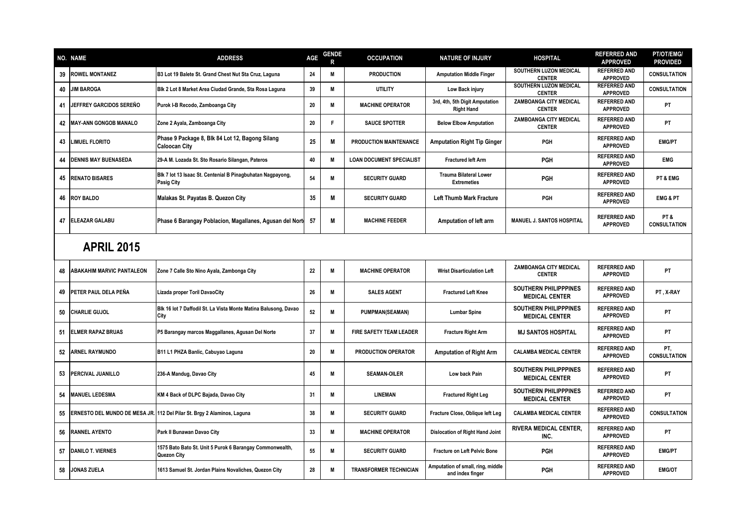| NO. | NAME | ADDRESS | AGE | GENDER | OCCUPATION | NATURE OF INJURY | HOSPITAL | REFERRED AND APPROVED | PT/OT/EMG/ PROVIDED |
|---|---|---|---|---|---|---|---|---|---|
| 39 | ROWEL MONTANEZ | B3 Lot 19 Balete St. Grand Chest Nut Sta Cruz, Laguna | 24 | M | PRODUCTION | Amputation Middle Finger | SOUTHERN LUZON MEDICAL CENTER | REFERRED AND APPROVED | CONSULTATION |
| 40 | JIM BAROGA | Blk 2 Lot 8 Market Area Ciudad Grande, Sta Rosa Laguna | 39 | M | UTILITY | Low Back injury | SOUTHERN LUZON MEDICAL CENTER | REFERRED AND APPROVED | CONSULTATION |
| 41 | JEFFREY GARCIDOS SEREÑO | Purok I-B Recodo, Zamboanga City | 20 | M | MACHINE OPERATOR | 3rd, 4th, 5th Digit Amputation Right Hand | ZAMBOANGA CITY MEDICAL CENTER | REFERRED AND APPROVED | PT |
| 42 | MAY-ANN GONGOB MANALO | Zone 2 Ayala, Zamboanga City | 20 | F | SAUCE SPOTTER | Below Elbow Amputation | ZAMBOANGA CITY MEDICAL CENTER | REFERRED AND APPROVED | PT |
| 43 | LIMUEL FLORITO | Phase 9 Package 8, Blk 84 Lot 12, Bagong Silang Caloocan City | 25 | M | PRODUCTION MAINTENANCE | Amputation Right Tip Ginger | PGH | REFERRED AND APPROVED | EMG/PT |
| 44 | DENNIS MAY BUENASEDA | 29-A M. Lozada St. Sto Rosario Silangan, Pateros | 40 | M | LOAN DOCUMENT SPECIALIST | Fractured left Arm | PGH | REFERRED AND APPROVED | EMG |
| 45 | RENATO BISARES | Blk 7 lot 13 Isaac St. Centenial B Pinagbuhatan Nagpayong, Pasig City | 54 | M | SECURITY GUARD | Trauma Bilateral Lower Extremeties | PGH | REFERRED AND APPROVED | PT & EMG |
| 46 | ROY BALDO | Malakas St. Payatas B. Quezon City | 35 | M | SECURITY GUARD | Left Thumb Mark Fracture | PGH | REFERRED AND APPROVED | EMG & PT |
| 47 | ELEAZAR GALABU | Phase 6 Barangay Poblacion, Magallanes, Agusan del Norte | 57 | M | MACHINE FEEDER | Amputation of left arm | MANUEL J. SANTOS HOSPITAL | REFERRED AND APPROVED | PT & CONSULTATION |
| | **APRIL 2015** | | | | | | | | |
| 48 | ABAKAHIM MARVIC PANTALEON | Zone 7 Calle Sto Nino Ayala, Zambonga City | 22 | M | MACHINE OPERATOR | Wrist Disarticulation Left | ZAMBOANGA CITY MEDICAL CENTER | REFERRED AND APPROVED | PT |
| 49 | PETER PAUL DELA PEÑA | Lizada proper Toril DavaoCity | 26 | M | SALES AGENT | Fractured Left Knee | SOUTHERN PHILIPPPINES MEDICAL CENTER | REFERRED AND APPROVED | PT , X-RAY |
| 50 | CHARLIE GUJOL | Blk 16 lot 7 Daffodil St. La Vista Monte Matina Balusong, Davao City | 52 | M | PUMPMAN(SEAMAN) | Lumbar Spine | SOUTHERN PHILIPPPINES MEDICAL CENTER | REFERRED AND APPROVED | PT |
| 51 | ELMER RAPAZ BRUAS | P5 Barangay marcos Maggallanes, Agusan Del Norte | 37 | M | FIRE SAFETY TEAM LEADER | Fracture Right Arm | MJ SANTOS HOSPITAL | REFERRED AND APPROVED | PT |
| 52 | ARNEL RAYMUNDO | B11 L1 PHZA Banlic, Cabuyao Laguna | 20 | M | PRODUCTION OPERATOR | Amputation of Right Arm | CALAMBA MEDICAL CENTER | REFERRED AND APPROVED | PT, CONSULTATION |
| 53 | PERCIVAL JUANILLO | 236-A Mandug, Davao City | 45 | M | SEAMAN-OILER | Low back Pain | SOUTHERN PHILIPPPINES MEDICAL CENTER | REFERRED AND APPROVED | PT |
| 54 | MANUEL LEDESMA | KM 4 Back of DLPC Bajada, Davao City | 31 | M | LINEMAN | Fractured Right Leg | SOUTHERN PHILIPPPINES MEDICAL CENTER | REFERRED AND APPROVED | PT |
| 55 | ERNESTO DEL MUNDO DE MESA JR. | 112 Del Pilar St. Brgy 2 Alaminos, Laguna | 38 | M | SECURITY GUARD | Fracture Close, Oblique left Leg | CALAMBA MEDICAL CENTER | REFERRED AND APPROVED | CONSULTATION |
| 56 | RANNEL AYENTO | Park II Bunawan Davao City | 33 | M | MACHINE OPERATOR | Dislocation of Right Hand Joint | RIVERA MEDICAL CENTER, INC. | REFERRED AND APPROVED | PT |
| 57 | DANILO T. VIERNES | 1575 Bato Bato St. Unit 5 Purok 6 Barangay Commonwealth, Quezon City | 55 | M | SECURITY GUARD | Fracture on Left Pelvic Bone | PGH | REFERRED AND APPROVED | EMG/PT |
| 58 | JONAS ZUELA | 1613 Samuel St. Jordan Plains Novaliches, Quezon City | 28 | M | TRANSFORMER TECHNICIAN | Amputation of small, ring, middle and index finger | PGH | REFERRED AND APPROVED | EMG/OT |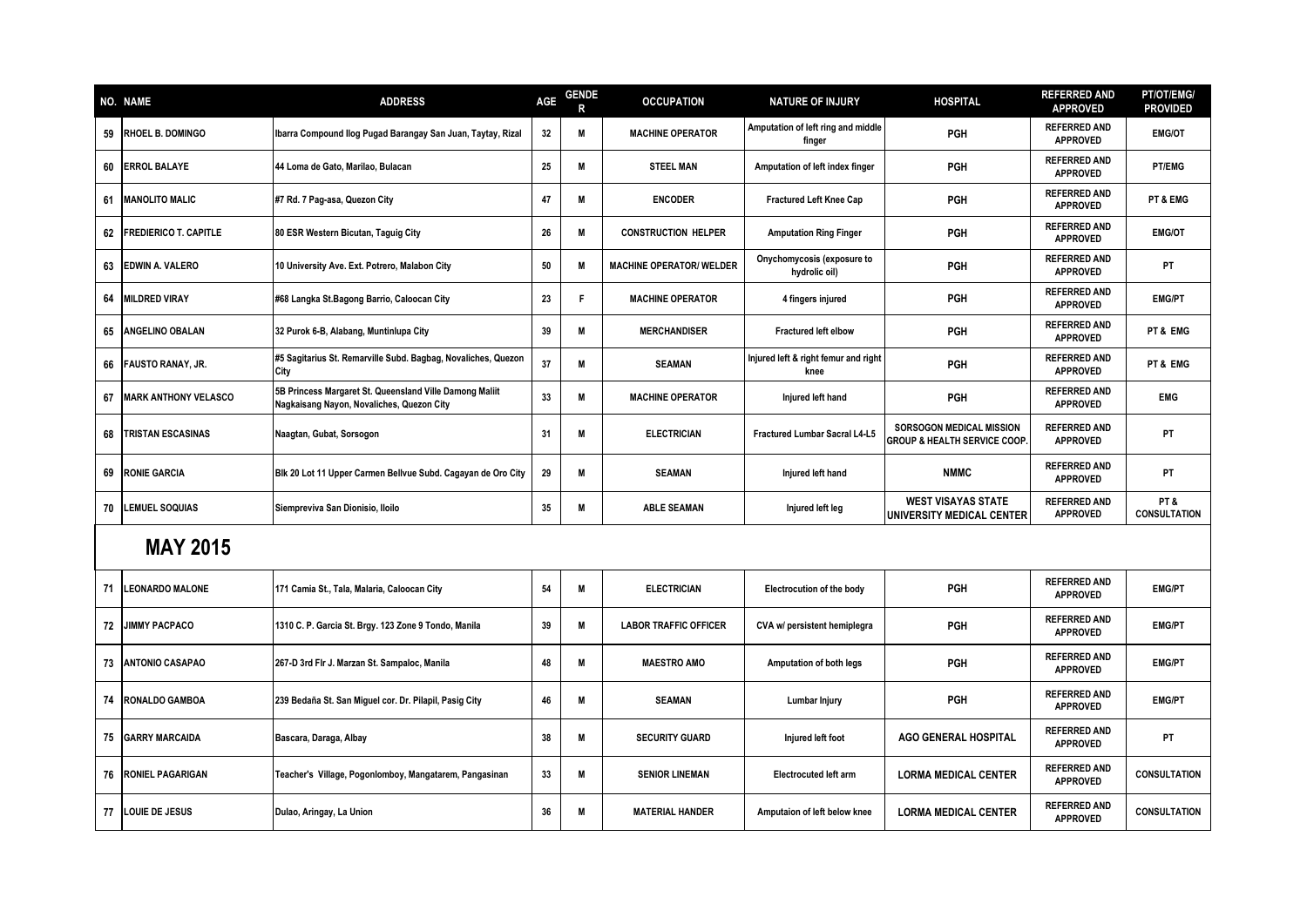| NO. | NAME | ADDRESS | AGE | GENDER | OCCUPATION | NATURE OF INJURY | HOSPITAL | REFERRED AND APPROVED | PT/OT/EMG/ PROVIDED |
|---|---|---|---|---|---|---|---|---|---|
| 59 | RHOEL B. DOMINGO | Ibarra Compound Ilog Pugad Barangay San Juan, Taytay, Rizal | 32 | M | MACHINE OPERATOR | Amputation of left ring and middle finger | PGH | REFERRED AND APPROVED | EMG/OT |
| 60 | ERROL BALAYE | 44 Loma de Gato, Marilao, Bulacan | 25 | M | STEEL MAN | Amputation of left index finger | PGH | REFERRED AND APPROVED | PT/EMG |
| 61 | MANOLITO MALIC | #7 Rd. 7 Pag-asa, Quezon City | 47 | M | ENCODER | Fractured Left Knee Cap | PGH | REFERRED AND APPROVED | PT & EMG |
| 62 | FREDIERICO T. CAPITLE | 80 ESR Western Bicutan, Taguig City | 26 | M | CONSTRUCTION HELPER | Amputation Ring Finger | PGH | REFERRED AND APPROVED | EMG/OT |
| 63 | EDWIN A. VALERO | 10 University Ave. Ext. Potrero, Malabon City | 50 | M | MACHINE OPERATOR/ WELDER | Onychomycosis (exposure to hydrolic oil) | PGH | REFERRED AND APPROVED | PT |
| 64 | MILDRED VIRAY | #68 Langka St.Bagong Barrio, Caloocan City | 23 | F | MACHINE OPERATOR | 4 fingers injured | PGH | REFERRED AND APPROVED | EMG/PT |
| 65 | ANGELINO OBALAN | 32 Purok 6-B, Alabang, Muntinlupa City | 39 | M | MERCHANDISER | Fractured left elbow | PGH | REFERRED AND APPROVED | PT & EMG |
| 66 | FAUSTO RANAY, JR. | #5 Sagitarius St. Remarville Subd. Bagbag, Novaliches, Quezon City | 37 | M | SEAMAN | Injured left & right femur and right knee | PGH | REFERRED AND APPROVED | PT & EMG |
| 67 | MARK ANTHONY VELASCO | 5B Princess Margaret St. Queensland Ville Damong Maliit Nagkaisang Nayon, Novaliches, Quezon City | 33 | M | MACHINE OPERATOR | Injured left hand | PGH | REFERRED AND APPROVED | EMG |
| 68 | TRISTAN ESCASINAS | Naagtan, Gubat, Sorsogon | 31 | M | ELECTRICIAN | Fractured Lumbar Sacral L4-L5 | SORSOGON MEDICAL MISSION GROUP & HEALTH SERVICE COOP. | REFERRED AND APPROVED | PT |
| 69 | RONIE GARCIA | Blk 20 Lot 11 Upper Carmen Bellvue Subd. Cagayan de Oro City | 29 | M | SEAMAN | Injured left hand | NMMC | REFERRED AND APPROVED | PT |
| 70 | LEMUEL SOQUIAS | Siempreviva San Dionisio, Iloilo | 35 | M | ABLE SEAMAN | Injured left leg | WEST VISAYAS STATE UNIVERSITY MEDICAL CENTER | REFERRED AND APPROVED | PT & CONSULTATION |
| | **MAY 2015** | | | | | | | | |
| 71 | LEONARDO MALONE | 171 Camia St., Tala, Malaria, Caloocan City | 54 | M | ELECTRICIAN | Electrocution of the body | PGH | REFERRED AND APPROVED | EMG/PT |
| 72 | JIMMY PACPACO | 1310 C. P. Garcia St. Brgy. 123 Zone 9 Tondo, Manila | 39 | M | LABOR TRAFFIC OFFICER | CVA w/ persistent hemiplegra | PGH | REFERRED AND APPROVED | EMG/PT |
| 73 | ANTONIO CASAPAO | 267-D 3rd Flr J. Marzan St. Sampaloc, Manila | 48 | M | MAESTRO AMO | Amputation of both legs | PGH | REFERRED AND APPROVED | EMG/PT |
| 74 | RONALDO GAMBOA | 239 Bedaña St. San Miguel cor. Dr. Pilapil, Pasig City | 46 | M | SEAMAN | Lumbar Injury | PGH | REFERRED AND APPROVED | EMG/PT |
| 75 | GARRY MARCAIDA | Bascara, Daraga, Albay | 38 | M | SECURITY GUARD | Injured left foot | AGO GENERAL HOSPITAL | REFERRED AND APPROVED | PT |
| 76 | RONIEL PAGARIGAN | Teacher's Village, Pogonlomboy, Mangatarem, Pangasinan | 33 | M | SENIOR LINEMAN | Electrocuted left arm | LORMA MEDICAL CENTER | REFERRED AND APPROVED | CONSULTATION |
| 77 | LOUIE DE JESUS | Dulao, Aringay, La Union | 36 | M | MATERIAL HANDER | Amputaion of left below knee | LORMA MEDICAL CENTER | REFERRED AND APPROVED | CONSULTATION |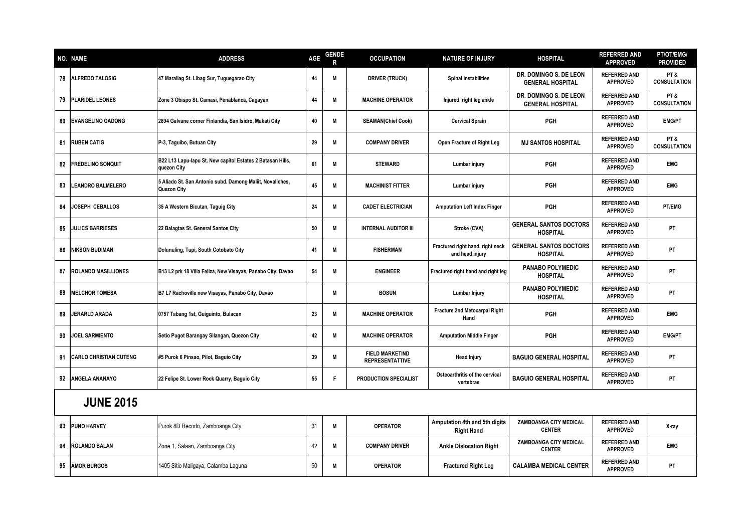| NO. | NAME | ADDRESS | AGE | GENDER | OCCUPATION | NATURE OF INJURY | HOSPITAL | REFERRED AND APPROVED | PT/OT/EMG/ PROVIDED |
|---|---|---|---|---|---|---|---|---|---|
| 78 | ALFREDO TALOSIG | 47 Marallag St. Libag Sur, Tuguegarao City | 44 | M | DRIVER (TRUCK) | Spinal Instabilities | DR. DOMINGO S. DE LEON GENERAL HOSPITAL | REFERRED AND APPROVED | PT & CONSULTATION |
| 79 | PLARIDEL LEONES | Zone 3 Obispo St. Camasi, Penablanca, Cagayan | 44 | M | MACHINE OPERATOR | Injured right leg ankle | DR. DOMINGO S. DE LEON GENERAL HOSPITAL | REFERRED AND APPROVED | PT & CONSULTATION |
| 80 | EVANGELINO GADONG | 2894 Galvane corner Finlandia, San Isidro, Makati City | 40 | M | SEAMAN(Chief Cook) | Cervical Sprain | PGH | REFERRED AND APPROVED | EMG/PT |
| 81 | RUBEN CATIG | P-3, Taguibo, Butuan City | 29 | M | COMPANY DRIVER | Open Fracture of Right Leg | MJ SANTOS HOSPITAL | REFERRED AND APPROVED | PT & CONSULTATION |
| 82 | FREDELINO SONQUIT | B22 L13 Lapu-lapu St. New capitol Estates 2 Batasan Hills, quezon City | 61 | M | STEWARD | Lumbar injury | PGH | REFERRED AND APPROVED | EMG |
| 83 | LEANDRO BALMELERO | 5 Aliado St. San Antonio subd. Damong Maliit, Novaliches, Quezon City | 45 | M | MACHINIST FITTER | Lumbar injury | PGH | REFERRED AND APPROVED | EMG |
| 84 | JOSEPH CEBALLOS | 35 A Western Bicutan, Taguig City | 24 | M | CADET ELECTRICIAN | Amputation Left Index Finger | PGH | REFERRED AND APPROVED | PT/EMG |
| 85 | JULICS BARRIESES | 22 Balagtas St. General Santos City | 50 | M | INTERNAL AUDITOR III | Stroke (CVA) | GENERAL SANTOS DOCTORS HOSPITAL | REFERRED AND APPROVED | PT |
| 86 | NIKSON BUDIMAN | Dolunuling, Tupi, South Cotobato City | 41 | M | FISHERMAN | Fractured right hand, right neck and head injury | GENERAL SANTOS DOCTORS HOSPITAL | REFERRED AND APPROVED | PT |
| 87 | ROLANDO MASILLIONES | B13 L2 prk 18 Villa Feliza, New Visayas, Panabo City, Davao | 54 | M | ENGINEER | Fractured right hand and right leg | PANABO POLYMEDIC HOSPITAL | REFERRED AND APPROVED | PT |
| 88 | MELCHOR TOMESA | B7 L7 Rachoville new Visayas, Panabo City, Davao | | M | BOSUN | Lumbar Injury | PANABO POLYMEDIC HOSPITAL | REFERRED AND APPROVED | PT |
| 89 | JERARLD ARADA | 0757 Tabang 1st, Guiguinto, Bulacan | 23 | M | MACHINE OPERATOR | Fracture 2nd Metocarpal Right Hand | PGH | REFERRED AND APPROVED | EMG |
| 90 | JOEL SARMIENTO | Setio Pugot Barangay Silangan, Quezon City | 42 | M | MACHINE OPERATOR | Amputation Middle Finger | PGH | REFERRED AND APPROVED | EMG/PT |
| 91 | CARLO CHRISTIAN CUTENG | #5 Purok 6 Pinsao, Pilot, Baguio City | 39 | M | FIELD MARKETIND REPRESENTATTIVE | Head Injury | BAGUIO GENERAL HOSPITAL | REFERRED AND APPROVED | PT |
| 92 | ANGELA ANANAYO | 22 Felipe St. Lower Rock Quarry, Baguio City | 55 | F | PRODUCTION SPECIALIST | Osteoarthritis of the cervical vertebrae | BAGUIO GENERAL HOSPITAL | REFERRED AND APPROVED | PT |
| | **JUNE 2015** | | | | | | | | |
| 93 | PUNO HARVEY | Purok 8D Recodo, Zamboanga City | 31 | M | OPERATOR | Amputation 4th and 5th digits Right Hand | ZAMBOANGA CITY MEDICAL CENTER | REFERRED AND APPROVED | X-ray |
| 94 | ROLANDO BALAN | Zone 1, Salaan, Zamboanga City | 42 | M | COMPANY DRIVER | Ankle Dislocation Right | ZAMBOANGA CITY MEDICAL CENTER | REFERRED AND APPROVED | EMG |
| 95 | AMOR BURGOS | 1405 Sitio Maligaya, Calamba Laguna | 50 | M | OPERATOR | Fractured Right Leg | CALAMBA MEDICAL CENTER | REFERRED AND APPROVED | PT |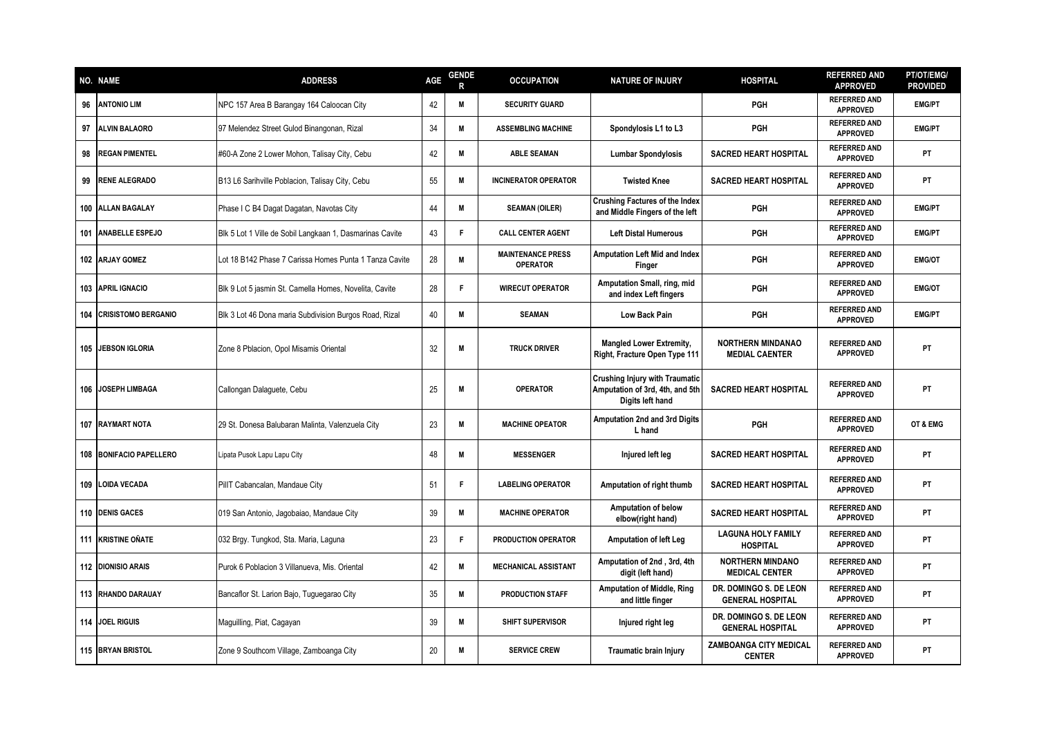| NO. | NAME | ADDRESS | AGE | GENDER | OCCUPATION | NATURE OF INJURY | HOSPITAL | REFERRED AND APPROVED | PT/OT/EMG/ PROVIDED |
|---|---|---|---|---|---|---|---|---|---|
| 96 | ANTONIO LIM | NPC 157 Area B Barangay 164 Caloocan City | 42 | M | SECURITY GUARD | | PGH | REFERRED AND APPROVED | EMG/PT |
| 97 | ALVIN BALAORO | 97 Melendez Street Gulod Binangonan, Rizal | 34 | M | ASSEMBLING MACHINE | Spondylosis L1 to L3 | PGH | REFERRED AND APPROVED | EMG/PT |
| 98 | REGAN PIMENTEL | #60-A Zone 2 Lower Mohon, Talisay City, Cebu | 42 | M | ABLE SEAMAN | Lumbar Spondylosis | SACRED HEART HOSPITAL | REFERRED AND APPROVED | PT |
| 99 | RENE ALEGRADO | B13 L6 Sarihville Poblacion, Talisay City, Cebu | 55 | M | INCINERATOR OPERATOR | Twisted Knee | SACRED HEART HOSPITAL | REFERRED AND APPROVED | PT |
| 100 | ALLAN BAGALAY | Phase I C B4 Dagat Dagatan, Navotas City | 44 | M | SEAMAN (OILER) | Crushing Factures of the Index and Middle Fingers of the left | PGH | REFERRED AND APPROVED | EMG/PT |
| 101 | ANABELLE ESPEJO | Blk 5 Lot 1 Ville de Sobil Langkaan 1, Dasmarinas Cavite | 43 | F | CALL CENTER AGENT | Left Distal Humerous | PGH | REFERRED AND APPROVED | EMG/PT |
| 102 | ARJAY GOMEZ | Lot 18 B142 Phase 7 Carissa Homes Punta 1 Tanza Cavite | 28 | M | MAINTENANCE PRESS OPERATOR | Amputation Left Mid and Index Finger | PGH | REFERRED AND APPROVED | EMG/OT |
| 103 | APRIL IGNACIO | Blk 9 Lot 5 jasmin St. Camella Homes, Novelita, Cavite | 28 | F | WIRECUT OPERATOR | Amputation Small, ring, mid and index Left fingers | PGH | REFERRED AND APPROVED | EMG/OT |
| 104 | CRISISTOMO BERGANIO | Blk 3 Lot 46 Dona maria Subdivision Burgos Road, Rizal | 40 | M | SEAMAN | Low Back Pain | PGH | REFERRED AND APPROVED | EMG/PT |
| 105 | JEBSON IGLORIA | Zone 8 Pblacion, Opol Misamis Oriental | 32 | M | TRUCK DRIVER | Mangled Lower Extremity, Right, Fracture Open Type 111 | NORTHERN MINDANAO MEDIAL CAENTER | REFERRED AND APPROVED | PT |
| 106 | JOSEPH LIMBAGA | Callongan Dalaguete, Cebu | 25 | M | OPERATOR | Crushing Injury with Traumatic Amputation of 3rd, 4th, and 5th Digits left hand | SACRED HEART HOSPITAL | REFERRED AND APPROVED | PT |
| 107 | RAYMART NOTA | 29 St. Donesa Balubaran Malinta, Valenzuela City | 23 | M | MACHINE OPEATOR | Amputation 2nd and 3rd Digits L hand | PGH | REFERRED AND APPROVED | OT & EMG |
| 108 | BONIFACIO PAPELLERO | Lipata Pusok Lapu Lapu City | 48 | M | MESSENGER | Injured left leg | SACRED HEART HOSPITAL | REFERRED AND APPROVED | PT |
| 109 | LOIDA VECADA | PilIT Cabancalan, Mandaue City | 51 | F | LABELING OPERATOR | Amputation of right thumb | SACRED HEART HOSPITAL | REFERRED AND APPROVED | PT |
| 110 | DENIS GACES | 019 San Antonio, Jagobaiao, Mandaue City | 39 | M | MACHINE OPERATOR | Amputation of below elbow(right hand) | SACRED HEART HOSPITAL | REFERRED AND APPROVED | PT |
| 111 | KRISTINE OÑATE | 032 Brgy. Tungkod, Sta. Maria, Laguna | 23 | F | PRODUCTION OPERATOR | Amputation of left Leg | LAGUNA HOLY FAMILY HOSPITAL | REFERRED AND APPROVED | PT |
| 112 | DIONISIO ARAIS | Purok 6 Poblacion 3 Villanueva, Mis. Oriental | 42 | M | MECHANICAL ASSISTANT | Amputation of 2nd , 3rd, 4th digit (left hand) | NORTHERN MINDANO MEDICAL CENTER | REFERRED AND APPROVED | PT |
| 113 | RHANDO DARAUAY | Bancaflor St. Larion Bajo, Tuguegarao City | 35 | M | PRODUCTION STAFF | Amputation of Middle, Ring and little finger | DR. DOMINGO S. DE LEON GENERAL HOSPITAL | REFERRED AND APPROVED | PT |
| 114 | JOEL RIGUIS | Maguilling, Piat, Cagayan | 39 | M | SHIFT SUPERVISOR | Injured right leg | DR. DOMINGO S. DE LEON GENERAL HOSPITAL | REFERRED AND APPROVED | PT |
| 115 | BRYAN BRISTOL | Zone 9 Southcom Village, Zamboanga City | 20 | M | SERVICE CREW | Traumatic brain Injury | ZAMBOANGA CITY MEDICAL CENTER | REFERRED AND APPROVED | PT |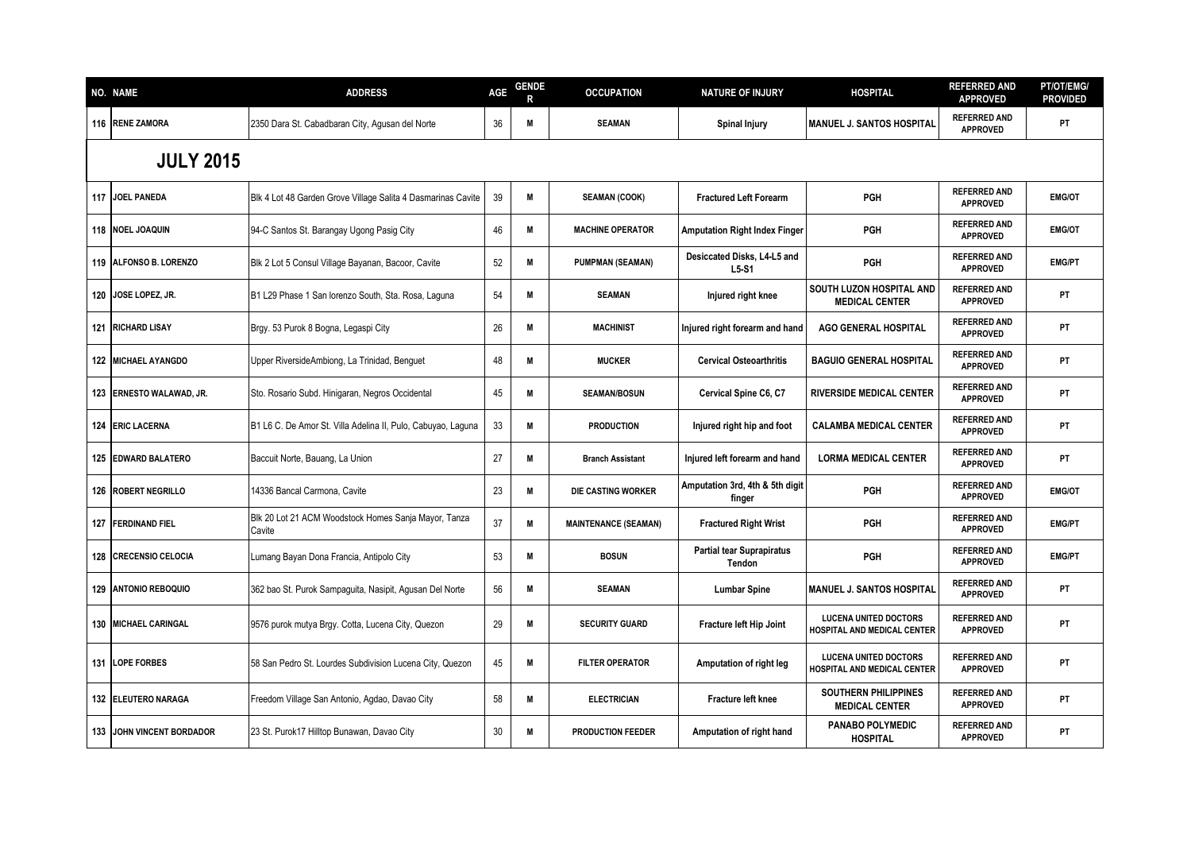| NO. | NAME | ADDRESS | AGE | GENDER | OCCUPATION | NATURE OF INJURY | HOSPITAL | REFERRED AND APPROVED | PT/OT/EMG/ PROVIDED |
|---|---|---|---|---|---|---|---|---|---|
| 116 | RENE ZAMORA | 2350 Dara St. Cabadbaran City, Agusan del Norte | 36 | M | SEAMAN | Spinal Injury | MANUEL J. SANTOS HOSPITAL | REFERRED AND APPROVED | PT |
| | **JULY 2015** | | | | | | | | |
| 117 | JOEL PANEDA | Blk 4 Lot 48 Garden Grove Village Salita 4 Dasmarinas Cavite | 39 | M | SEAMAN (COOK) | Fractured Left Forearm | PGH | REFERRED AND APPROVED | EMG/OT |
| 118 | NOEL JOAQUIN | 94-C Santos St. Barangay Ugong Pasig City | 46 | M | MACHINE OPERATOR | Amputation Right Index Finger | PGH | REFERRED AND APPROVED | EMG/OT |
| 119 | ALFONSO B. LORENZO | Blk 2 Lot 5 Consul Village Bayanan, Bacoor, Cavite | 52 | M | PUMPMAN (SEAMAN) | Desiccated Disks, L4-L5 and L5-S1 | PGH | REFERRED AND APPROVED | EMG/PT |
| 120 | JOSE LOPEZ, JR. | B1 L29 Phase 1 San lorenzo South, Sta. Rosa, Laguna | 54 | M | SEAMAN | Injured right knee | SOUTH LUZON HOSPITAL AND MEDICAL CENTER | REFERRED AND APPROVED | PT |
| 121 | RICHARD LISAY | Brgy. 53 Purok 8 Bogna, Legaspi City | 26 | M | MACHINIST | Injured right forearm and hand | AGO GENERAL HOSPITAL | REFERRED AND APPROVED | PT |
| 122 | MICHAEL AYANGDO | Upper RiversideAmbiong, La Trinidad, Benguet | 48 | M | MUCKER | Cervical Osteoarthritis | BAGUIO GENERAL HOSPITAL | REFERRED AND APPROVED | PT |
| 123 | ERNESTO WALAWAD, JR. | Sto. Rosario Subd. Hinigaran, Negros Occidental | 45 | M | SEAMAN/BOSUN | Cervical Spine C6, C7 | RIVERSIDE MEDICAL CENTER | REFERRED AND APPROVED | PT |
| 124 | ERIC LACERNA | B1 L6 C. De Amor St. Villa Adelina II, Pulo, Cabuyao, Laguna | 33 | M | PRODUCTION | Injured right hip and foot | CALAMBA MEDICAL CENTER | REFERRED AND APPROVED | PT |
| 125 | EDWARD BALATERO | Baccuit Norte, Bauang, La Union | 27 | M | Branch Assistant | Injured left forearm and hand | LORMA MEDICAL CENTER | REFERRED AND APPROVED | PT |
| 126 | ROBERT NEGRILLO | 14336 Bancal Carmona, Cavite | 23 | M | DIE CASTING WORKER | Amputation 3rd, 4th & 5th digit finger | PGH | REFERRED AND APPROVED | EMG/OT |
| 127 | FERDINAND FIEL | Blk 20 Lot 21 ACM Woodstock Homes Sanja Mayor, Tanza Cavite | 37 | M | MAINTENANCE (SEAMAN) | Fractured Right Wrist | PGH | REFERRED AND APPROVED | EMG/PT |
| 128 | CRECENSIO CELOCIA | Lumang Bayan Dona Francia, Antipolo City | 53 | M | BOSUN | Partial tear Suprapiratus Tendon | PGH | REFERRED AND APPROVED | EMG/PT |
| 129 | ANTONIO REBOQUIO | 362 bao St. Purok Sampaguita, Nasipit, Agusan Del Norte | 56 | M | SEAMAN | Lumbar Spine | MANUEL J. SANTOS HOSPITAL | REFERRED AND APPROVED | PT |
| 130 | MICHAEL CARINGAL | 9576 purok mutya Brgy. Cotta, Lucena City, Quezon | 29 | M | SECURITY GUARD | Fracture left Hip Joint | LUCENA UNITED DOCTORS HOSPITAL AND MEDICAL CENTER | REFERRED AND APPROVED | PT |
| 131 | LOPE FORBES | 58 San Pedro St. Lourdes Subdivision Lucena City, Quezon | 45 | M | FILTER OPERATOR | Amputation of right leg | LUCENA UNITED DOCTORS HOSPITAL AND MEDICAL CENTER | REFERRED AND APPROVED | PT |
| 132 | ELEUTERO NARAGA | Freedom Village San Antonio, Agdao, Davao City | 58 | M | ELECTRICIAN | Fracture left knee | SOUTHERN PHILIPPINES MEDICAL CENTER | REFERRED AND APPROVED | PT |
| 133 | JOHN VINCENT BORDADOR | 23 St. Purok17 Hilltop Bunawan, Davao City | 30 | M | PRODUCTION FEEDER | Amputation of right hand | PANABO POLYMEDIC HOSPITAL | REFERRED AND APPROVED | PT |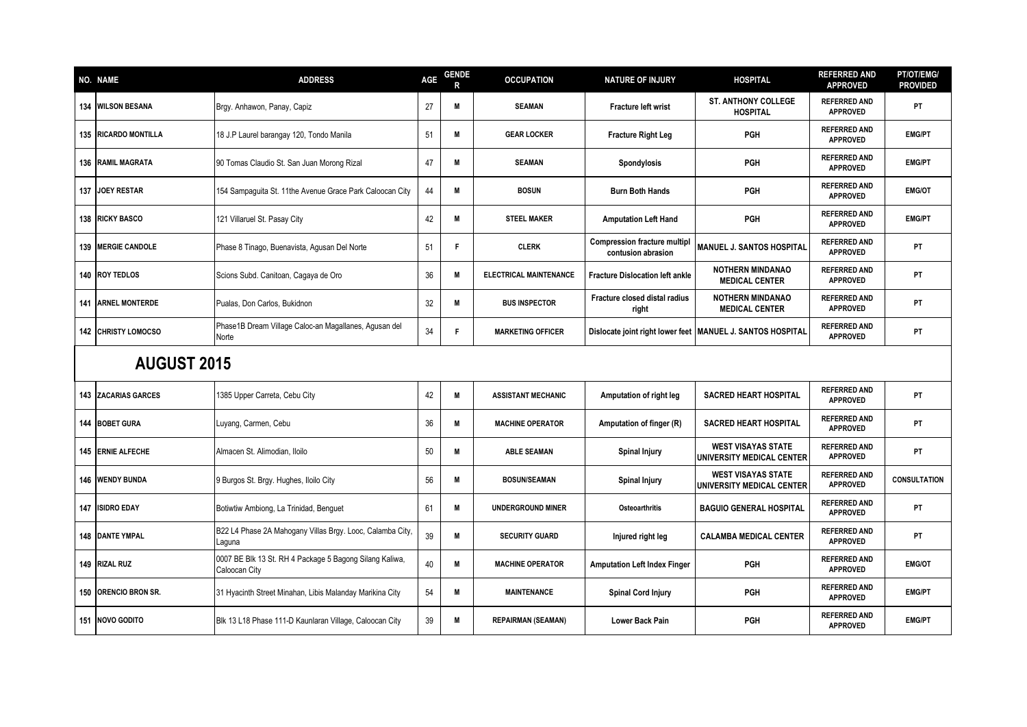| NO. | NAME | ADDRESS | AGE | GENDER | OCCUPATION | NATURE OF INJURY | HOSPITAL | REFERRED AND APPROVED | PT/OT/EMG/ PROVIDED |
|---|---|---|---|---|---|---|---|---|---|
| 134 | WILSON BESANA | Brgy. Anhawon, Panay, Capiz | 27 | M | SEAMAN | Fracture left wrist | ST. ANTHONY COLLEGE HOSPITAL | REFERRED AND APPROVED | PT |
| 135 | RICARDO MONTILLA | 18 J.P Laurel barangay 120, Tondo Manila | 51 | M | GEAR LOCKER | Fracture Right Leg | PGH | REFERRED AND APPROVED | EMG/PT |
| 136 | RAMIL MAGRATA | 90 Tomas Claudio St. San Juan Morong Rizal | 47 | M | SEAMAN | Spondylosis | PGH | REFERRED AND APPROVED | EMG/PT |
| 137 | JOEY RESTAR | 154 Sampaguita St. 11the Avenue Grace Park Caloocan City | 44 | M | BOSUN | Burn Both Hands | PGH | REFERRED AND APPROVED | EMG/OT |
| 138 | RICKY BASCO | 121 Villaruel St. Pasay City | 42 | M | STEEL MAKER | Amputation Left Hand | PGH | REFERRED AND APPROVED | EMG/PT |
| 139 | MERGIE CANDOLE | Phase 8 Tinago, Buenavista, Agusan Del Norte | 51 | F | CLERK | Compression fracture multipl contusion abrasion | MANUEL J. SANTOS HOSPITAL | REFERRED AND APPROVED | PT |
| 140 | ROY TEDLOS | Scions Subd. Canitoan, Cagaya de Oro | 36 | M | ELECTRICAL MAINTENANCE | Fracture Dislocation left ankle | NOTHERN MINDANAO MEDICAL CENTER | REFERRED AND APPROVED | PT |
| 141 | ARNEL MONTERDE | Pualas, Don Carlos, Bukidnon | 32 | M | BUS INSPECTOR | Fracture closed distal radius right | NOTHERN MINDANAO MEDICAL CENTER | REFERRED AND APPROVED | PT |
| 142 | CHRISTY LOMOCSO | Phase1B Dream Village Caloc-an Magallanes, Agusan del Norte | 34 | F | MARKETING OFFICER | Dislocate joint right lower feet | MANUEL J. SANTOS HOSPITAL | REFERRED AND APPROVED | PT |
| | **AUGUST 2015** | | | | | | | | |
| 143 | ZACARIAS GARCES | 1385 Upper Carreta, Cebu City | 42 | M | ASSISTANT MECHANIC | Amputation of right leg | SACRED HEART HOSPITAL | REFERRED AND APPROVED | PT |
| 144 | BOBET GURA | Luyang, Carmen, Cebu | 36 | M | MACHINE OPERATOR | Amputation of finger (R) | SACRED HEART HOSPITAL | REFERRED AND APPROVED | PT |
| 145 | ERNIE ALFECHE | Almacen St. Alimodian, Iloilo | 50 | M | ABLE SEAMAN | Spinal Injury | WEST VISAYAS STATE UNIVERSITY MEDICAL CENTER | REFERRED AND APPROVED | PT |
| 146 | WENDY BUNDA | 9 Burgos St. Brgy. Hughes, Iloilo City | 56 | M | BOSUN/SEAMAN | Spinal Injury | WEST VISAYAS STATE UNIVERSITY MEDICAL CENTER | REFERRED AND APPROVED | CONSULTATION |
| 147 | ISIDRO EDAY | Botiwtiw Ambiong, La Trinidad, Benguet | 61 | M | UNDERGROUND MINER | Osteoarthritis | BAGUIO GENERAL HOSPITAL | REFERRED AND APPROVED | PT |
| 148 | DANTE YMPAL | B22 L4 Phase 2A Mahogany Villas Brgy. Looc, Calamba City, Laguna | 39 | M | SECURITY GUARD | Injured right leg | CALAMBA MEDICAL CENTER | REFERRED AND APPROVED | PT |
| 149 | RIZAL RUZ | 0007 BE Blk 13 St. RH 4 Package 5 Bagong Silang Kaliwa, Caloocan City | 40 | M | MACHINE OPERATOR | Amputation Left Index Finger | PGH | REFERRED AND APPROVED | EMG/OT |
| 150 | ORENCIO BRON SR. | 31 Hyacinth Street Minahan, Libis Malanday Marikina City | 54 | M | MAINTENANCE | Spinal Cord Injury | PGH | REFERRED AND APPROVED | EMG/PT |
| 151 | NOVO GODITO | Blk 13 L18 Phase 111-D Kaunlaran Village, Caloocan City | 39 | M | REPAIRMAN (SEAMAN) | Lower Back Pain | PGH | REFERRED AND APPROVED | EMG/PT |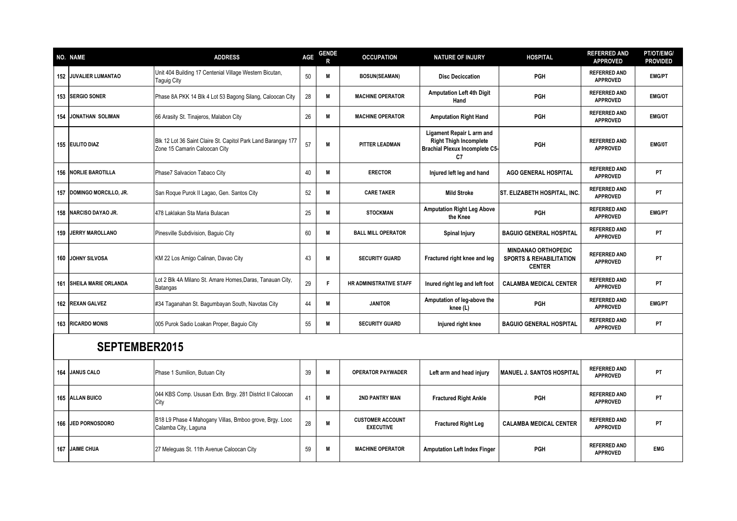| NO. | NAME | ADDRESS | AGE | GENDER | OCCUPATION | NATURE OF INJURY | HOSPITAL | REFERRED AND APPROVED | PT/OT/EMG/ PROVIDED |
|---|---|---|---|---|---|---|---|---|---|
| 152 | JUVALIER LUMANTAO | Unit 404 Building 17 Centenial Village Western Bicutan, Taguig City | 50 | M | BOSUN(SEAMAN) | Disc Deciccation | PGH | REFERRED AND APPROVED | EMG/PT |
| 153 | SERGIO SONER | Phase 8A PKK 14 Blk 4 Lot 53 Bagong Silang, Caloocan City | 28 | M | MACHINE OPERATOR | Amputation Left 4th Digit Hand | PGH | REFERRED AND APPROVED | EMG/OT |
| 154 | JONATHAN SOLIMAN | 66 Arasity St. Tinajeros, Malabon City | 26 | M | MACHINE OPERATOR | Amputation Right Hand | PGH | REFERRED AND APPROVED | EMG/OT |
| 155 | EULITO DIAZ | Blk 12 Lot 36 Saint Claire St. Capitol Park Land Barangay 177 Zone 15 Camarin Caloocan City | 57 | M | PITTER LEADMAN | Ligament Repair L arm and Right Thigh Incomplete Brachial Plexux Incomplete C5-C7 | PGH | REFERRED AND APPROVED | EMG/0T |
| 156 | NORLIE BAROTILLA | Phase7 Salvacion Tabaco City | 40 | M | ERECTOR | Injured left leg and hand | AGO GENERAL HOSPITAL | REFERRED AND APPROVED | PT |
| 157 | DOMINGO MORCILLO, JR. | San Roque Purok II Lagao, Gen. Santos City | 52 | M | CARE TAKER | Mild Stroke | ST. ELIZABETH HOSPITAL, INC. | REFERRED AND APPROVED | PT |
| 158 | NARCISO DAYAO JR. | 478 Laklakan Sta Maria Bulacan | 25 | M | STOCKMAN | Amputation Right Leg Above the Knee | PGH | REFERRED AND APPROVED | EMG/PT |
| 159 | JERRY MAROLLANO | Pinesville Subdivision, Baguio City | 60 | M | BALL MILL OPERATOR | Spinal Injury | BAGUIO GENERAL HOSPITAL | REFERRED AND APPROVED | PT |
| 160 | JOHNY SILVOSA | KM 22 Los Amigo Calinan, Davao City | 43 | M | SECURITY GUARD | Fractured right knee and leg | MINDANAO ORTHOPEDIC SPORTS & REHABILITATION CENTER | REFERRED AND APPROVED | PT |
| 161 | SHEILA MARIE ORLANDA | Lot 2 Blk 4A Milano St. Amare Homes,Daras, Tanauan City, Batangas | 29 | F | HR ADMINISTRATIVE STAFF | Inured right leg and left foot | CALAMBA MEDICAL CENTER | REFERRED AND APPROVED | PT |
| 162 | REXAN GALVEZ | #34 Taganahan St. Bagumbayan South, Navotas City | 44 | M | JANITOR | Amputation of leg-above the knee (L) | PGH | REFERRED AND APPROVED | EMG/PT |
| 163 | RICARDO MONIS | 005 Purok Sadio Loakan Proper, Baguio City | 55 | M | SECURITY GUARD | Injured right knee | BAGUIO GENERAL HOSPITAL | REFERRED AND APPROVED | PT |
| | **SEPTEMBER2015** | | | | | | | | |
| 164 | JANUS CALO | Phase 1 Sumilion, Butuan City | 39 | M | OPERATOR PAYWADER | Left arm and head injury | MANUEL J. SANTOS HOSPITAL | REFERRED AND APPROVED | PT |
| 165 | ALLAN BUICO | 044 KBS Comp. Ususan Extn. Brgy. 281 District II Caloocan City | 41 | M | 2ND PANTRY MAN | Fractured Right Ankle | PGH | REFERRED AND APPROVED | PT |
| 166 | JED PORNOSDORO | B18 L9 Phase 4 Mahogany Villas, Bmboo grove, Brgy. Looc Calamba City, Laguna | 28 | M | CUSTOMER ACCOUNT EXECUTIVE | Fractured Right Leg | CALAMBA MEDICAL CENTER | REFERRED AND APPROVED | PT |
| 167 | JAIME CHUA | 27 Meleguas St. 11th Avenue Caloocan City | 59 | M | MACHINE OPERATOR | Amputation Left Index Finger | PGH | REFERRED AND APPROVED | EMG |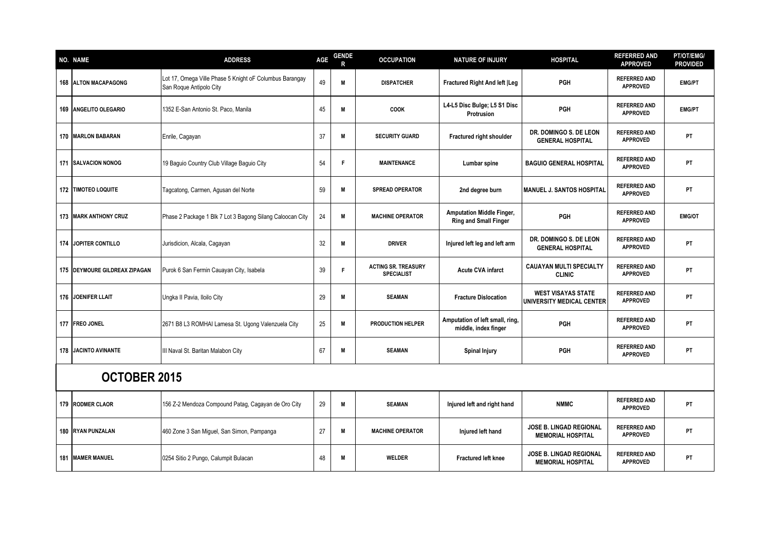| NO. | NAME | ADDRESS | AGE | GENDER | OCCUPATION | NATURE OF INJURY | HOSPITAL | REFERRED AND APPROVED | PT/OT/EMG/ PROVIDED |
|---|---|---|---|---|---|---|---|---|---|
| 168 | ALTON MACAPAGONG | Lot 17, Omega Ville Phase 5 Knight oF Columbus Barangay San Roque Antipolo City | 49 | M | DISPATCHER | Fractured Right And left \|Leg | PGH | REFERRED AND APPROVED | EMG/PT |
| 169 | ANGELITO OLEGARIO | 1352 E-San Antonio St. Paco, Manila | 45 | M | COOK | L4-L5 Disc Bulge; L5 S1 Disc Protrusion | PGH | REFERRED AND APPROVED | EMG/PT |
| 170 | MARLON BABARAN | Enrile, Cagayan | 37 | M | SECURITY GUARD | Fractured right shoulder | DR. DOMINGO S. DE LEON GENERAL HOSPITAL | REFERRED AND APPROVED | PT |
| 171 | SALVACION NONOG | 19 Baguio Country Club Village Baguio City | 54 | F | MAINTENANCE | Lumbar spine | BAGUIO GENERAL HOSPITAL | REFERRED AND APPROVED | PT |
| 172 | TIMOTEO LOQUITE | Tagcatong, Carmen, Agusan del Norte | 59 | M | SPREAD OPERATOR | 2nd degree burn | MANUEL J. SANTOS HOSPITAL | REFERRED AND APPROVED | PT |
| 173 | MARK ANTHONY CRUZ | Phase 2 Package 1 Blk 7 Lot 3 Bagong Silang Caloocan City | 24 | M | MACHINE OPERATOR | Amputation Middle Finger, Ring and Small Finger | PGH | REFERRED AND APPROVED | EMG/OT |
| 174 | JOPITER CONTILLO | Jurisdicion, Alcala, Cagayan | 32 | M | DRIVER | Injured left leg and left arm | DR. DOMINGO S. DE LEON GENERAL HOSPITAL | REFERRED AND APPROVED | PT |
| 175 | DEYMOURE GILDREAX ZIPAGAN | Purok 6 San Fermin Cauayan City, Isabela | 39 | F | ACTING SR. TREASURY SPECIALIST | Acute CVA infarct | CAUAYAN MULTI SPECIALTY CLINIC | REFERRED AND APPROVED | PT |
| 176 | JOENIFER LLAIT | Ungka II Pavia, Iloilo City | 29 | M | SEAMAN | Fracture Dislocation | WEST VISAYAS STATE UNIVERSITY MEDICAL CENTER | REFERRED AND APPROVED | PT |
| 177 | FREO JONEL | 2671 B8 L3 ROMHAI Lamesa St. Ugong Valenzuela City | 25 | M | PRODUCTION HELPER | Amputation of left small, ring, middle, index finger | PGH | REFERRED AND APPROVED | PT |
| 178 | JACINTO AVINANTE | III Naval St. Baritan Malabon City | 67 | M | SEAMAN | Spinal Injury | PGH | REFERRED AND APPROVED | PT |
| | **OCTOBER 2015** | | | | | | | | |
| 179 | RODMER CLAOR | 156 Z-2 Mendoza Compound Patag, Cagayan de Oro City | 29 | M | SEAMAN | Injured left and right hand | NMMC | REFERRED AND APPROVED | PT |
| 180 | RYAN PUNZALAN | 460 Zone 3 San Miguel, San Simon, Pampanga | 27 | M | MACHINE OPERATOR | Injured left hand | JOSE B. LINGAD REGIONAL MEMORIAL HOSPITAL | REFERRED AND APPROVED | PT |
| 181 | MAMER MANUEL | 0254 Sitio 2 Pungo, Calumpit Bulacan | 48 | M | WELDER | Fractured left knee | JOSE B. LINGAD REGIONAL MEMORIAL HOSPITAL | REFERRED AND APPROVED | PT |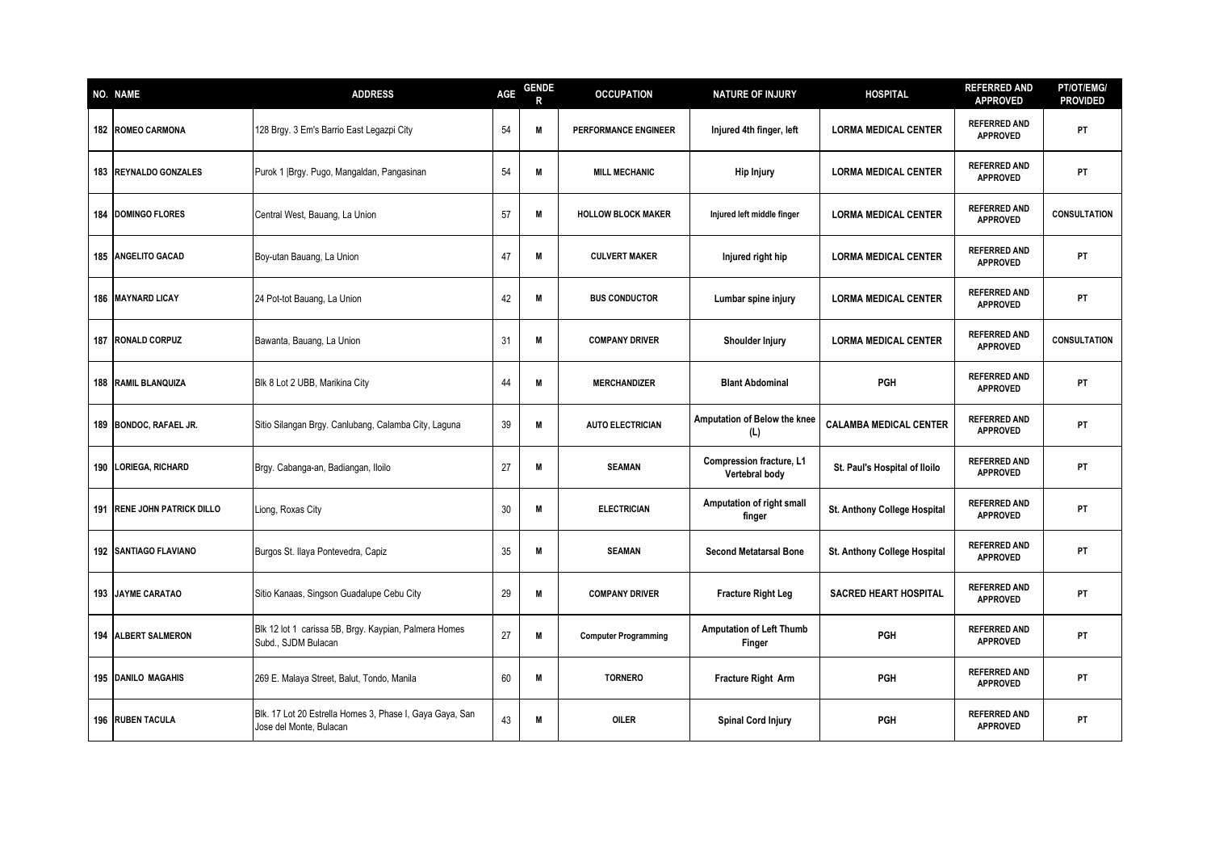| NO. | NAME | ADDRESS | AGE | GENDER | OCCUPATION | NATURE OF INJURY | HOSPITAL | REFERRED AND APPROVED | PT/OT/EMG/ PROVIDED |
|---|---|---|---|---|---|---|---|---|---|
| 182 | ROMEO CARMONA | 128 Brgy. 3 Em's Barrio East Legazpi City | 54 | M | PERFORMANCE ENGINEER | Injured 4th finger, left | LORMA MEDICAL CENTER | REFERRED AND APPROVED | PT |
| 183 | REYNALDO GONZALES | Purok 1 \|Brgy. Pugo, Mangaldan, Pangasinan | 54 | M | MILL MECHANIC | Hip Injury | LORMA MEDICAL CENTER | REFERRED AND APPROVED | PT |
| 184 | DOMINGO FLORES | Central West, Bauang, La Union | 57 | M | HOLLOW BLOCK MAKER | Injured left middle finger | LORMA MEDICAL CENTER | REFERRED AND APPROVED | CONSULTATION |
| 185 | ANGELITO GACAD | Boy-utan Bauang, La Union | 47 | M | CULVERT MAKER | Injured right hip | LORMA MEDICAL CENTER | REFERRED AND APPROVED | PT |
| 186 | MAYNARD LICAY | 24 Pot-tot Bauang, La Union | 42 | M | BUS CONDUCTOR | Lumbar spine injury | LORMA MEDICAL CENTER | REFERRED AND APPROVED | PT |
| 187 | RONALD CORPUZ | Bawanta, Bauang, La Union | 31 | M | COMPANY DRIVER | Shoulder Injury | LORMA MEDICAL CENTER | REFERRED AND APPROVED | CONSULTATION |
| 188 | RAMIL BLANQUIZA | Blk 8 Lot 2 UBB, Marikina City | 44 | M | MERCHANDIZER | Blant Abdominal | PGH | REFERRED AND APPROVED | PT |
| 189 | BONDOC, RAFAEL JR. | Sitio Silangan Brgy. Canlubang, Calamba City, Laguna | 39 | M | AUTO ELECTRICIAN | Amputation of Below the knee (L) | CALAMBA MEDICAL CENTER | REFERRED AND APPROVED | PT |
| 190 | LORIEGA, RICHARD | Brgy. Cabanga-an, Badiangan, Iloilo | 27 | M | SEAMAN | Compression fracture, L1 Vertebral body | St. Paul's Hospital of Iloilo | REFERRED AND APPROVED | PT |
| 191 | RENE JOHN PATRICK DILLO | Liong, Roxas City | 30 | M | ELECTRICIAN | Amputation of right small finger | St. Anthony College Hospital | REFERRED AND APPROVED | PT |
| 192 | SANTIAGO FLAVIANO | Burgos St. Ilaya Pontevedra, Capiz | 35 | M | SEAMAN | Second Metatarsal Bone | St. Anthony College Hospital | REFERRED AND APPROVED | PT |
| 193 | JAYME CARATAO | Sitio Kanaas, Singson Guadalupe Cebu City | 29 | M | COMPANY DRIVER | Fracture Right Leg | SACRED HEART HOSPITAL | REFERRED AND APPROVED | PT |
| 194 | ALBERT SALMERON | Blk 12 lot 1 carissa 5B, Brgy. Kaypian, Palmera Homes Subd., SJDM Bulacan | 27 | M | Computer Programming | Amputation of Left Thumb Finger | PGH | REFERRED AND APPROVED | PT |
| 195 | DANILO MAGAHIS | 269 E. Malaya Street, Balut, Tondo, Manila | 60 | M | TORNERO | Fracture Right Arm | PGH | REFERRED AND APPROVED | PT |
| 196 | RUBEN TACULA | Blk. 17 Lot 20 Estrella Homes 3, Phase I, Gaya Gaya, San Jose del Monte, Bulacan | 43 | M | OILER | Spinal Cord Injury | PGH | REFERRED AND APPROVED | PT |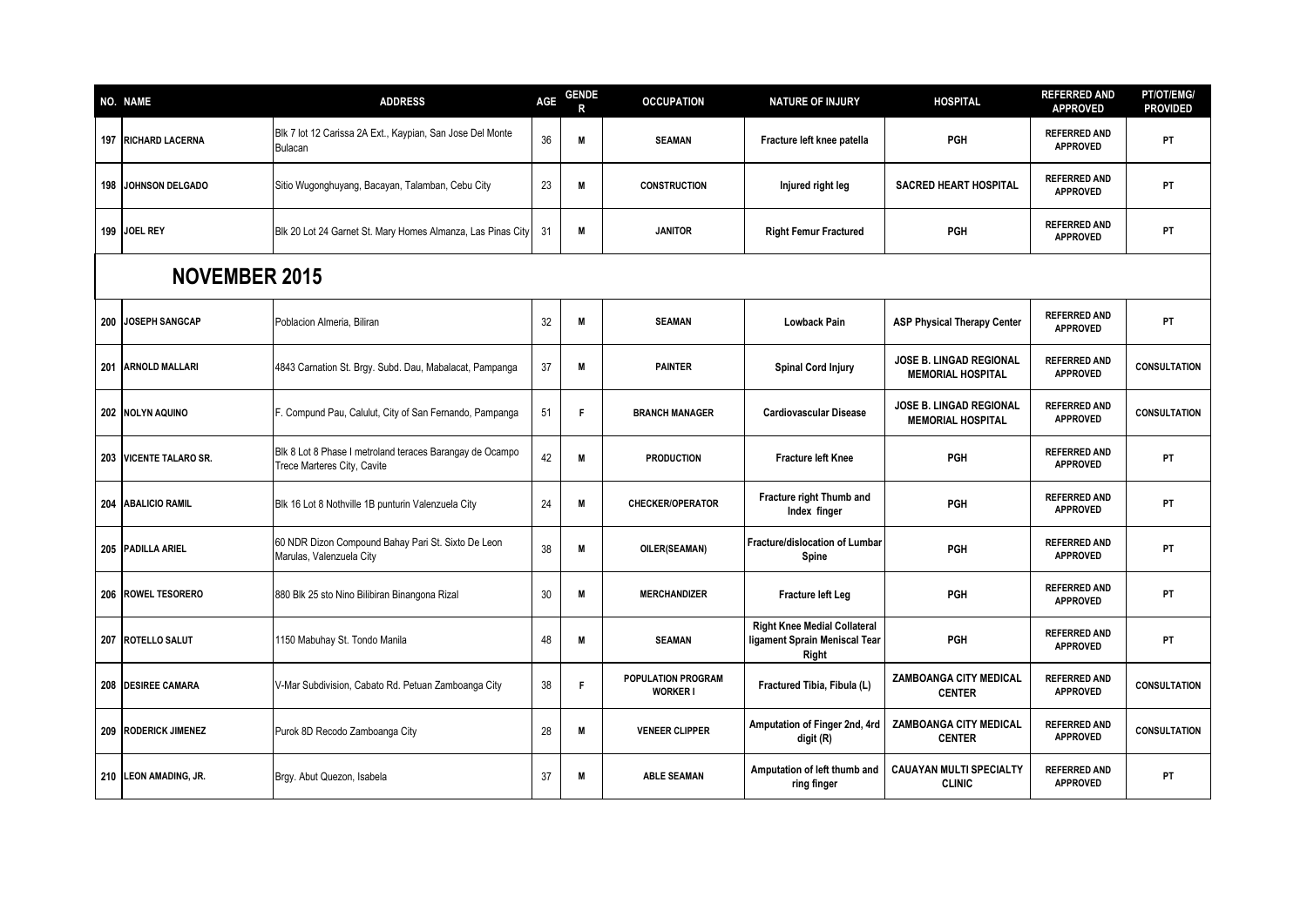| NO. | NAME | ADDRESS | AGE | GENDER | OCCUPATION | NATURE OF INJURY | HOSPITAL | REFERRED AND APPROVED | PT/OT/EMG/ PROVIDED |
|---|---|---|---|---|---|---|---|---|---|
| 197 | RICHARD LACERNA | Blk 7 lot 12 Carissa 2A Ext., Kaypian, San Jose Del Monte Bulacan | 36 | M | SEAMAN | Fracture left knee patella | PGH | REFERRED AND APPROVED | PT |
| 198 | JOHNSON DELGADO | Sitio Wugonghuyang, Bacayan, Talamban, Cebu City | 23 | M | CONSTRUCTION | Injured right leg | SACRED HEART HOSPITAL | REFERRED AND APPROVED | PT |
| 199 | JOEL REY | Blk 20 Lot 24 Garnet St. Mary Homes Almanza, Las Pinas City | 31 | M | JANITOR | Right Femur Fractured | PGH | REFERRED AND APPROVED | PT |
| | **NOVEMBER 2015** | | | | | | | | |
| 200 | JOSEPH SANGCAP | Poblacion Almeria, Biliran | 32 | M | SEAMAN | Lowback Pain | ASP Physical Therapy Center | REFERRED AND APPROVED | PT |
| 201 | ARNOLD MALLARI | 4843 Carnation St. Brgy. Subd. Dau, Mabalacat, Pampanga | 37 | M | PAINTER | Spinal Cord Injury | JOSE B. LINGAD REGIONAL MEMORIAL HOSPITAL | REFERRED AND APPROVED | CONSULTATION |
| 202 | NOLYN AQUINO | F. Compund Pau, Calulut, City of San Fernando, Pampanga | 51 | F | BRANCH MANAGER | Cardiovascular Disease | JOSE B. LINGAD REGIONAL MEMORIAL HOSPITAL | REFERRED AND APPROVED | CONSULTATION |
| 203 | VICENTE TALARO SR. | Blk 8 Lot 8 Phase I metroland teraces Barangay de Ocampo Trece Marteres City, Cavite | 42 | M | PRODUCTION | Fracture left Knee | PGH | REFERRED AND APPROVED | PT |
| 204 | ABALICIO RAMIL | Blk 16 Lot 8 Nothville 1B punturin Valenzuela City | 24 | M | CHECKER/OPERATOR | Fracture right Thumb and Index finger | PGH | REFERRED AND APPROVED | PT |
| 205 | PADILLA ARIEL | 60 NDR Dizon Compound Bahay Pari St. Sixto De Leon Marulas, Valenzuela City | 38 | M | OILER(SEAMAN) | Fracture/dislocation of Lumbar Spine | PGH | REFERRED AND APPROVED | PT |
| 206 | ROWEL TESORERO | 880 Blk 25 sto Nino Bilibiran Binangona Rizal | 30 | M | MERCHANDIZER | Fracture left Leg | PGH | REFERRED AND APPROVED | PT |
| 207 | ROTELLO SALUT | 1150 Mabuhay St. Tondo Manila | 48 | M | SEAMAN | Right Knee Medial Collateral ligament Sprain Meniscal Tear Right | PGH | REFERRED AND APPROVED | PT |
| 208 | DESIREE CAMARA | V-Mar Subdivision, Cabato Rd. Petuan Zamboanga City | 38 | F | POPULATION PROGRAM WORKER I | Fractured Tibia, Fibula (L) | ZAMBOANGA CITY MEDICAL CENTER | REFERRED AND APPROVED | CONSULTATION |
| 209 | RODERICK JIMENEZ | Purok 8D Recodo Zamboanga City | 28 | M | VENEER CLIPPER | Amputation of Finger 2nd, 4rd digit (R) | ZAMBOANGA CITY MEDICAL CENTER | REFERRED AND APPROVED | CONSULTATION |
| 210 | LEON AMADING, JR. | Brgy. Abut Quezon, Isabela | 37 | M | ABLE SEAMAN | Amputation of left thumb and ring finger | CAUAYAN MULTI SPECIALTY CLINIC | REFERRED AND APPROVED | PT |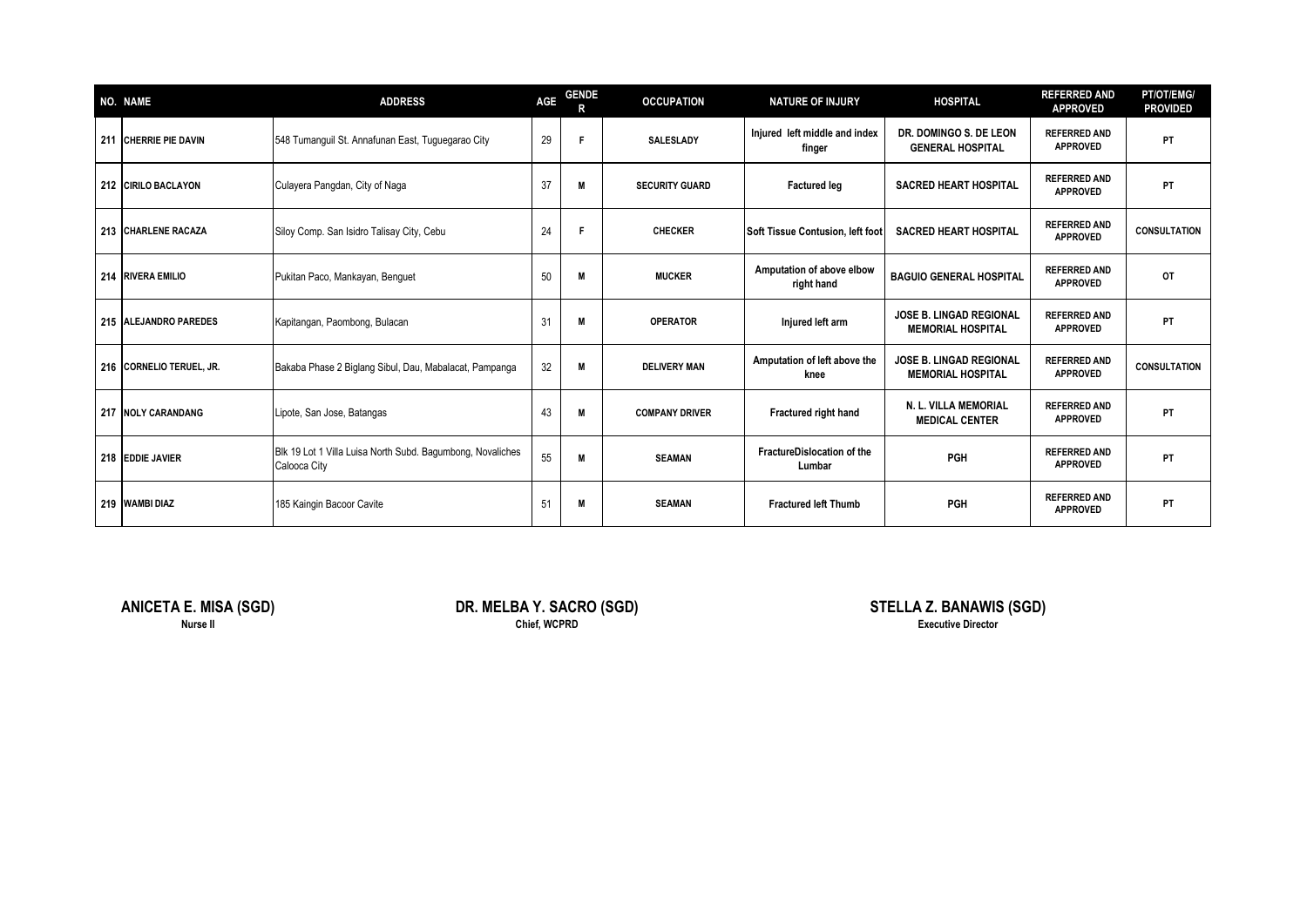| NO. | NAME | ADDRESS | AGE | GENDER | OCCUPATION | NATURE OF INJURY | HOSPITAL | REFERRED AND APPROVED | PT/OT/EMG/ PROVIDED |
|---|---|---|---|---|---|---|---|---|---|
| 211 | CHERRIE PIE DAVIN | 548 Tumanguil St. Annafunan East, Tuguegarao City | 29 | F | SALESLADY | Injured left middle and index finger | DR. DOMINGO S. DE LEON GENERAL HOSPITAL | REFERRED AND APPROVED | PT |
| 212 | CIRILO BACLAYON | Culayera Pangdan, City of Naga | 37 | M | SECURITY GUARD | Factured leg | SACRED HEART HOSPITAL | REFERRED AND APPROVED | PT |
| 213 | CHARLENE RACAZA | Siloy Comp. San Isidro Talisay City, Cebu | 24 | F | CHECKER | Soft Tissue Contusion, left foot | SACRED HEART HOSPITAL | REFERRED AND APPROVED | CONSULTATION |
| 214 | RIVERA EMILIO | Pukitan Paco, Mankayan, Benguet | 50 | M | MUCKER | Amputation of above elbow right hand | BAGUIO GENERAL HOSPITAL | REFERRED AND APPROVED | OT |
| 215 | ALEJANDRO PAREDES | Kapitangan, Paombong, Bulacan | 31 | M | OPERATOR | Injured left arm | JOSE B. LINGAD REGIONAL MEMORIAL HOSPITAL | REFERRED AND APPROVED | PT |
| 216 | CORNELIO TERUEL, JR. | Bakaba Phase 2 Biglang Sibul, Dau, Mabalacat, Pampanga | 32 | M | DELIVERY MAN | Amputation of left above the knee | JOSE B. LINGAD REGIONAL MEMORIAL HOSPITAL | REFERRED AND APPROVED | CONSULTATION |
| 217 | NOLY CARANDANG | Lipote, San Jose, Batangas | 43 | M | COMPANY DRIVER | Fractured right hand | N. L. VILLA MEMORIAL MEDICAL CENTER | REFERRED AND APPROVED | PT |
| 218 | EDDIE JAVIER | Blk 19 Lot 1 Villa Luisa North Subd. Bagumbong, Novaliches Calooca City | 55 | M | SEAMAN | FractureDislocation of the Lumbar | PGH | REFERRED AND APPROVED | PT |
| 219 | WAMBI DIAZ | 185 Kaingin Bacoor Cavite | 51 | M | SEAMAN | Fractured left Thumb | PGH | REFERRED AND APPROVED | PT |

**ANICETA E. MISA (SGD)**
Nurse II

**DR. MELBA Y. SACRO (SGD)**
Chief, WCPRD

**STELLA Z. BANAWIS (SGD)**
Executive Director